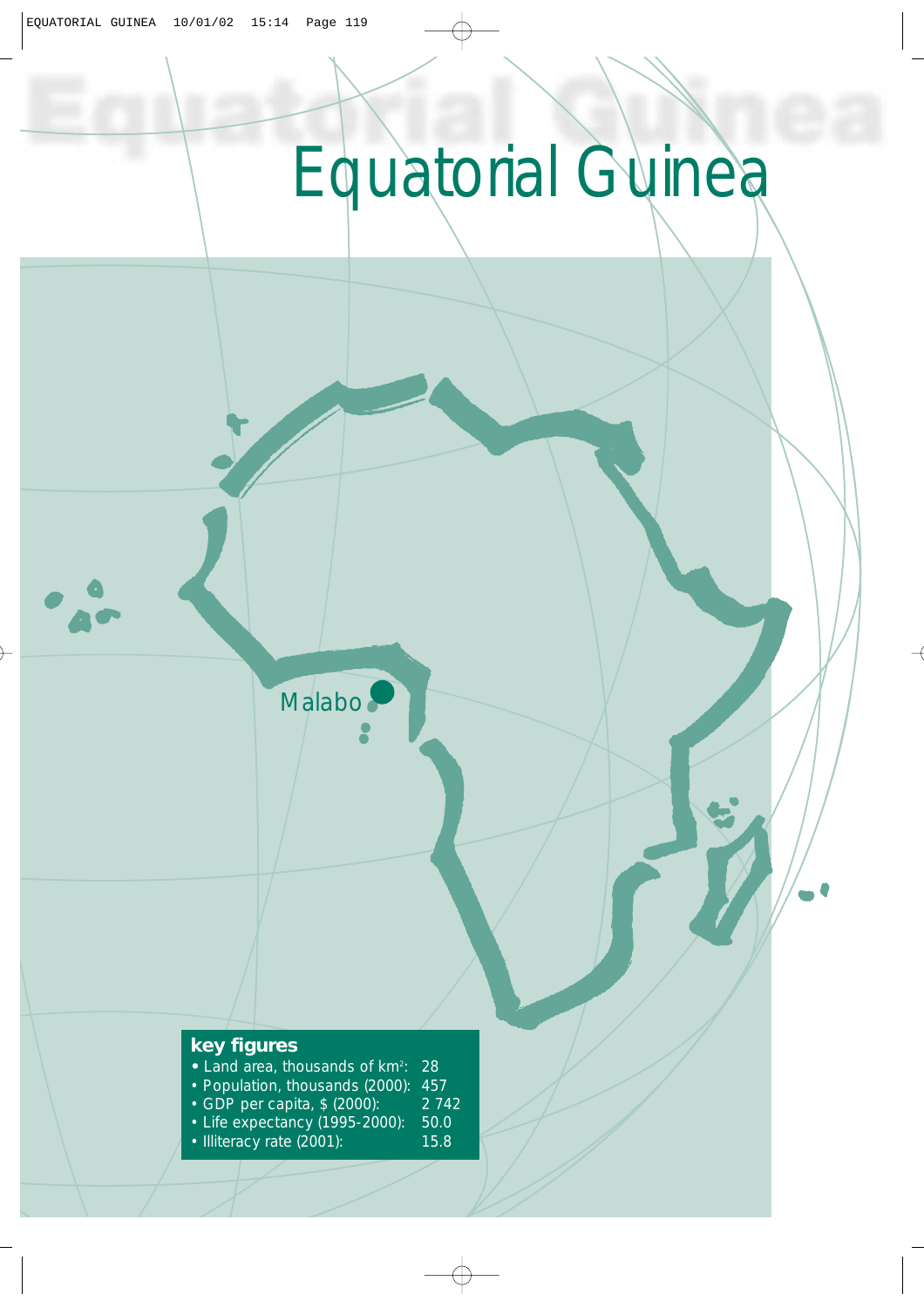# Equatorial Guinea

Malabo

**key figures**

- Land area, thousands of km$^2$: 28
- Population, thousands (2000): 457
- GDP per capita, $ (2000): 2 742
- Life expectancy (1995-2000): 50.0
- Illiteracy rate (2001): 15.8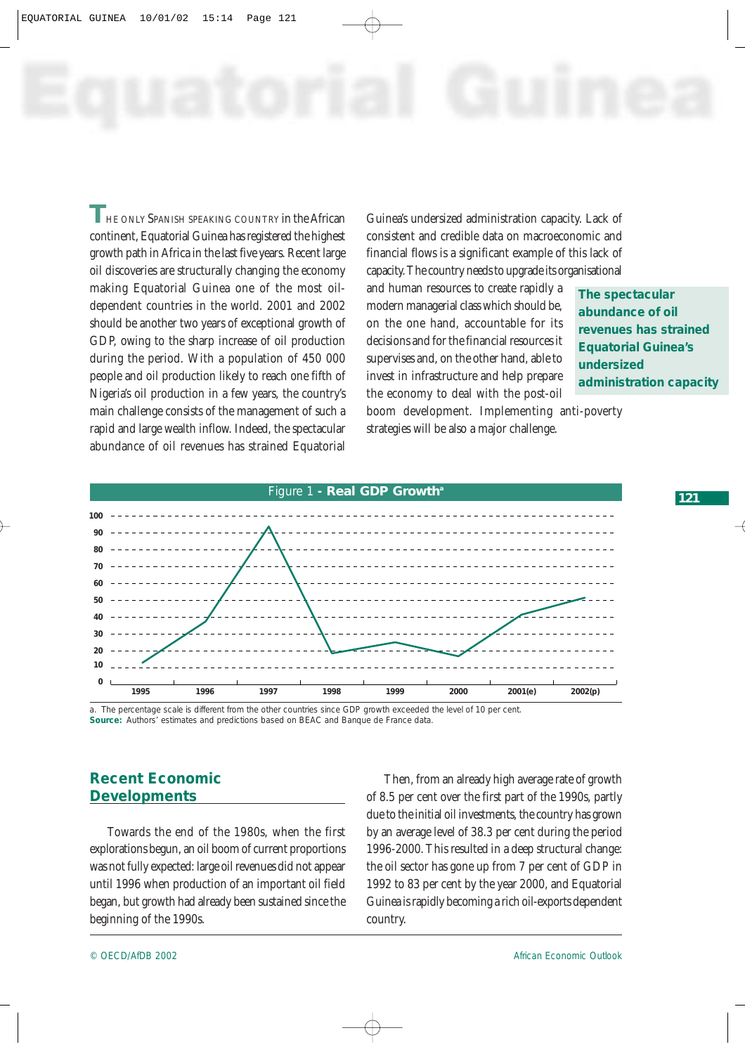# Equatorial Guinea

THE ONLY SPANISH SPEAKING COUNTRY in the African continent, Equatorial Guinea has registered the highest growth path in Africa in the last five years. Recent large oil discoveries are structurally changing the economy making Equatorial Guinea one of the most oil-dependent countries in the world. 2001 and 2002 should be another two years of exceptional growth of GDP, owing to the sharp increase of oil production during the period. With a population of 450 000 people and oil production likely to reach one fifth of Nigeria's oil production in a few years, the country's main challenge consists of the management of such a rapid and large wealth inflow. Indeed, the spectacular abundance of oil revenues has strained Equatorial Guinea's undersized administration capacity. Lack of consistent and credible data on macroeconomic and financial flows is a significant example of this lack of capacity. The country needs to upgrade its organisational and human resources to create rapidly a modern managerial class which should be, on the one hand, accountable for its decisions and for the financial resources it supervises and, on the other hand, able to invest in infrastructure and help prepare the economy to deal with the post-oil boom development. Implementing anti-poverty strategies will be also a major challenge.

**The spectacular abundance of oil revenues has strained Equatorial Guinea's undersized administration capacity**

Figure 1 - **Real GDP Growth**[a]

| Year | 1995 | 1996 | 1997 | 1998 | 1999 | 2000 | 2001(e) | 2002(p) |
|---|---|---|---|---|---|---|---|---|
| Real GDP growth (%) | ~11 | ~37 | ~92 | ~17 | ~23 | ~15 | ~40 | ~50 |

a. The percentage scale is different from the other countries since GDP growth exceeded the level of 10 per cent.
**Source:** Authors' estimates and predictions based on BEAC and Banque de France data.

## Recent Economic Developments

Towards the end of the 1980s, when the first explorations begun, an oil boom of current proportions was not fully expected: large oil revenues did not appear until 1996 when production of an important oil field began, but growth had already been sustained since the beginning of the 1990s.

Then, from an already high average rate of growth of 8.5 per cent over the first part of the 1990s, partly due to the initial oil investments, the country has grown by an average level of 38.3 per cent during the period 1996-2000. This resulted in a deep structural change: the oil sector has gone up from 7 per cent of GDP in 1992 to 83 per cent by the year 2000, and Equatorial Guinea is rapidly becoming a rich oil-exports dependent country.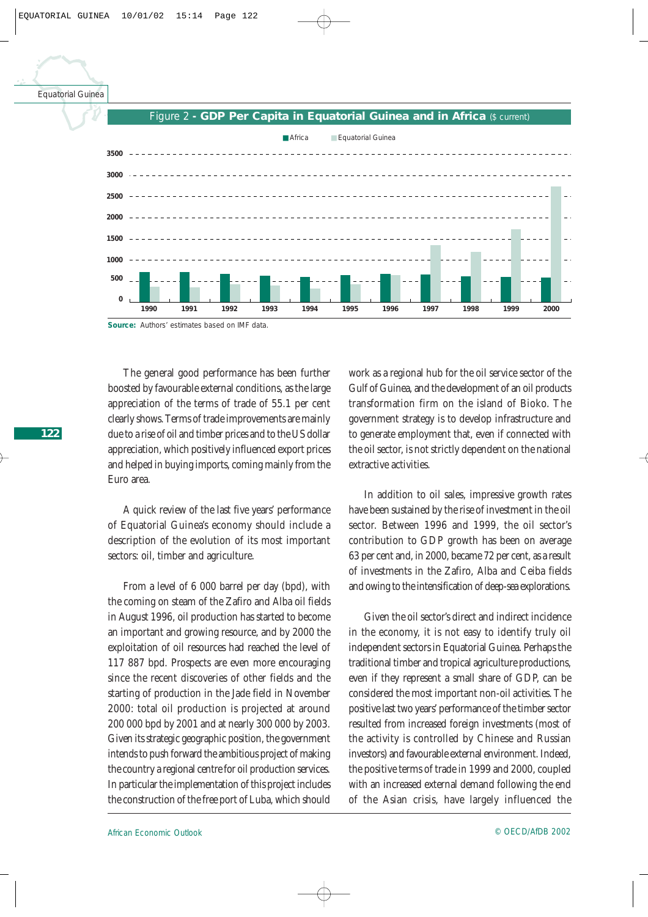Figure 2 - **GDP Per Capita in Equatorial Guinea and in Africa** ($ current)

**Source:** Authors' estimates based on IMF data.

The general good performance has been further boosted by favourable external conditions, as the large appreciation of the terms of trade of 55.1 per cent clearly shows. Terms of trade improvements are mainly due to a rise of oil and timber prices and to the US dollar appreciation, which positively influenced export prices and helped in buying imports, coming mainly from the Euro area.

A quick review of the last five years' performance of Equatorial Guinea's economy should include a description of the evolution of its most important sectors: oil, timber and agriculture.

From a level of 6 000 barrel per day (bpd), with the coming on steam of the Zafiro and Alba oil fields in August 1996, oil production has started to become an important and growing resource, and by 2000 the exploitation of oil resources had reached the level of 117 887 bpd. Prospects are even more encouraging since the recent discoveries of other fields and the starting of production in the Jade field in November 2000: total oil production is projected at around 200 000 bpd by 2001 and at nearly 300 000 by 2003. Given its strategic geographic position, the government intends to push forward the ambitious project of making the country a regional centre for oil production services. In particular the implementation of this project includes the construction of the free port of Luba, which should work as a regional hub for the oil service sector of the Gulf of Guinea, and the development of an oil products transformation firm on the island of Bioko. The government strategy is to develop infrastructure and to generate employment that, even if connected with the oil sector, is not strictly dependent on the national extractive activities.

In addition to oil sales, impressive growth rates have been sustained by the rise of investment in the oil sector. Between 1996 and 1999, the oil sector's contribution to GDP growth has been on average 63 per cent and, in 2000, became 72 per cent, as a result of investments in the Zafiro, Alba and Ceiba fields and owing to the intensification of deep-sea explorations.

Given the oil sector's direct and indirect incidence in the economy, it is not easy to identify truly oil independent sectors in Equatorial Guinea. Perhaps the traditional timber and tropical agriculture productions, even if they represent a small share of GDP, can be considered the most important non-oil activities. The positive last two years' performance of the timber sector resulted from increased foreign investments (most of the activity is controlled by Chinese and Russian investors) and favourable external environment. Indeed, the positive terms of trade in 1999 and 2000, coupled with an increased external demand following the end of the Asian crisis, have largely influenced the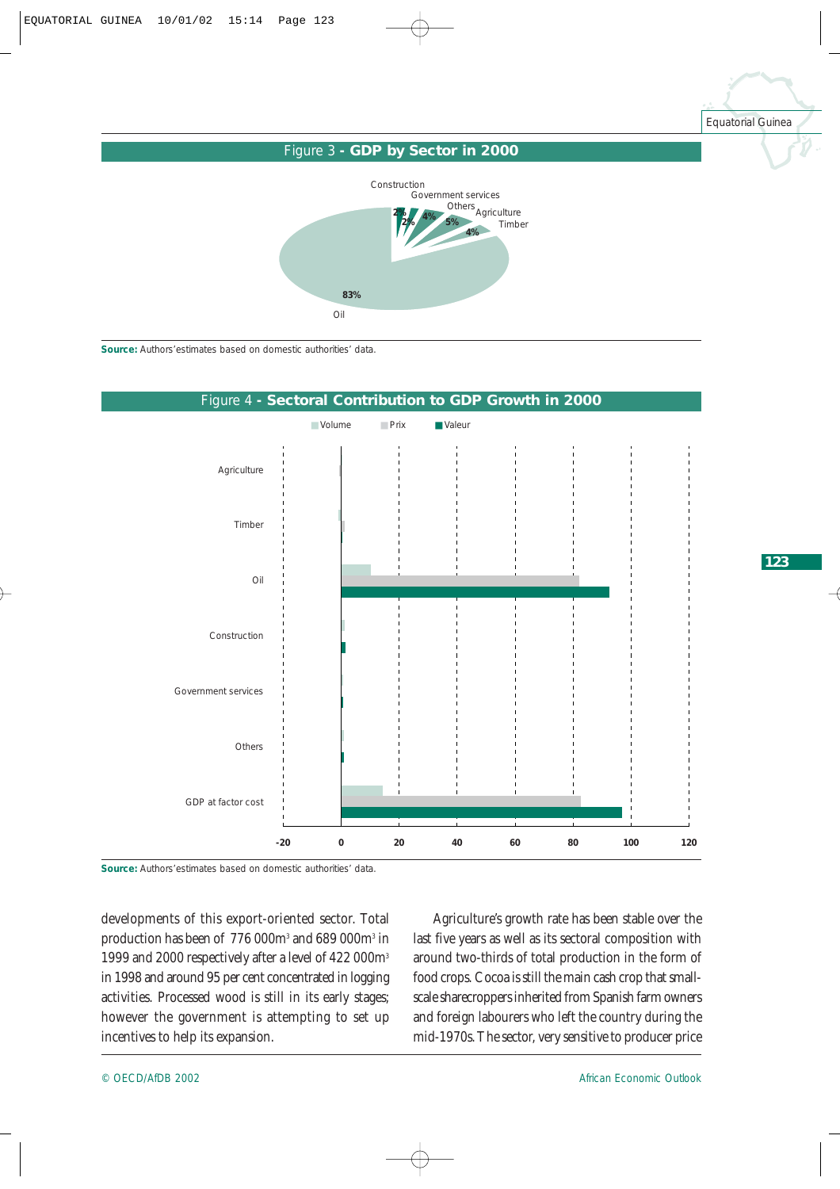Figure 3 - **GDP by Sector in 2000**

**Source:** Authors' estimates based on domestic authorities' data.

Figure 4 - **Sectoral Contribution to GDP Growth in 2000**

**Source:** Authors' estimates based on domestic authorities' data.

developments of this export-oriented sector. Total production has been of 776 000m$^3$ and 689 000m$^3$ in 1999 and 2000 respectively after a level of 422 000m$^3$ in 1998 and around 95 per cent concentrated in logging activities. Processed wood is still in its early stages; however the government is attempting to set up incentives to help its expansion.

Agriculture's growth rate has been stable over the last five years as well as its sectoral composition with around two-thirds of total production in the form of food crops. Cocoa is still the main cash crop that small-scale sharecroppers inherited from Spanish farm owners and foreign labourers who left the country during the mid-1970s. The sector, very sensitive to producer price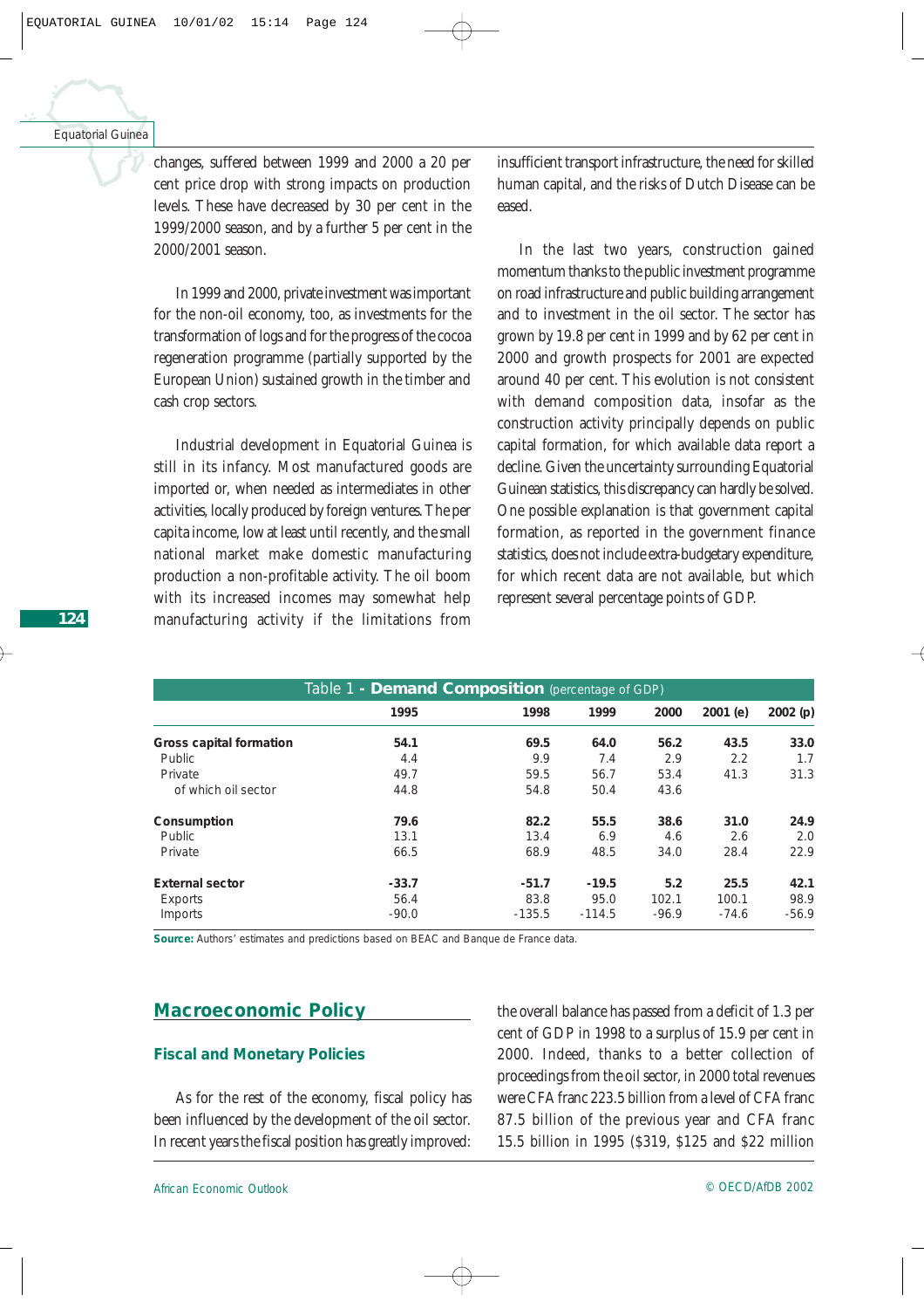changes, suffered between 1999 and 2000 a 20 per cent price drop with strong impacts on production levels. These have decreased by 30 per cent in the 1999/2000 season, and by a further 5 per cent in the 2000/2001 season.

In 1999 and 2000, private investment was important for the non-oil economy, too, as investments for the transformation of logs and for the progress of the cocoa regeneration programme (partially supported by the European Union) sustained growth in the timber and cash crop sectors.

Industrial development in Equatorial Guinea is still in its infancy. Most manufactured goods are imported or, when needed as intermediates in other activities, locally produced by foreign ventures. The per capita income, low at least until recently, and the small national market make domestic manufacturing production a non-profitable activity. The oil boom with its increased incomes may somewhat help manufacturing activity if the limitations from insufficient transport infrastructure, the need for skilled human capital, and the risks of Dutch Disease can be eased.

In the last two years, construction gained momentum thanks to the public investment programme on road infrastructure and public building arrangement and to investment in the oil sector. The sector has grown by 19.8 per cent in 1999 and by 62 per cent in 2000 and growth prospects for 2001 are expected around 40 per cent. This evolution is not consistent with demand composition data, insofar as the construction activity principally depends on public capital formation, for which available data report a decline. Given the uncertainty surrounding Equatorial Guinean statistics, this discrepancy can hardly be solved. One possible explanation is that government capital formation, as reported in the government finance statistics, does not include extra-budgetary expenditure, for which recent data are not available, but which represent several percentage points of GDP.

**Table 1 - Demand Composition** (percentage of GDP)

| | 1995 | 1998 | 1999 | 2000 | 2001 (e) | 2002 (p) |
|---|---|---|---|---|---|---|
| **Gross capital formation** | **54.1** | **69.5** | **64.0** | **56.2** | **43.5** | **33.0** |
| Public | 4.4 | 9.9 | 7.4 | 2.9 | 2.2 | 1.7 |
| Private | 49.7 | 59.5 | 56.7 | 53.4 | 41.3 | 31.3 |
| of which oil sector | 44.8 | 54.8 | 50.4 | 43.6 | | |
| **Consumption** | **79.6** | **82.2** | **55.5** | **38.6** | **31.0** | **24.9** |
| Public | 13.1 | 13.4 | 6.9 | 4.6 | 2.6 | 2.0 |
| Private | 66.5 | 68.9 | 48.5 | 34.0 | 28.4 | 22.9 |
| **External sector** | **-33.7** | **-51.7** | **-19.5** | **5.2** | **25.5** | **42.1** |
| Exports | 56.4 | 83.8 | 95.0 | 102.1 | 100.1 | 98.9 |
| Imports | -90.0 | -135.5 | -114.5 | -96.9 | -74.6 | -56.9 |

**Source:** Authors' estimates and predictions based on BEAC and Banque de France data.

## Macroeconomic Policy

### Fiscal and Monetary Policies

As for the rest of the economy, fiscal policy has been influenced by the development of the oil sector. In recent years the fiscal position has greatly improved: the overall balance has passed from a deficit of 1.3 per cent of GDP in 1998 to a surplus of 15.9 per cent in 2000. Indeed, thanks to a better collection of proceedings from the oil sector, in 2000 total revenues were CFA franc 223.5 billion from a level of CFA franc 87.5 billion of the previous year and CFA franc 15.5 billion in 1995 ($319, $125 and $22 million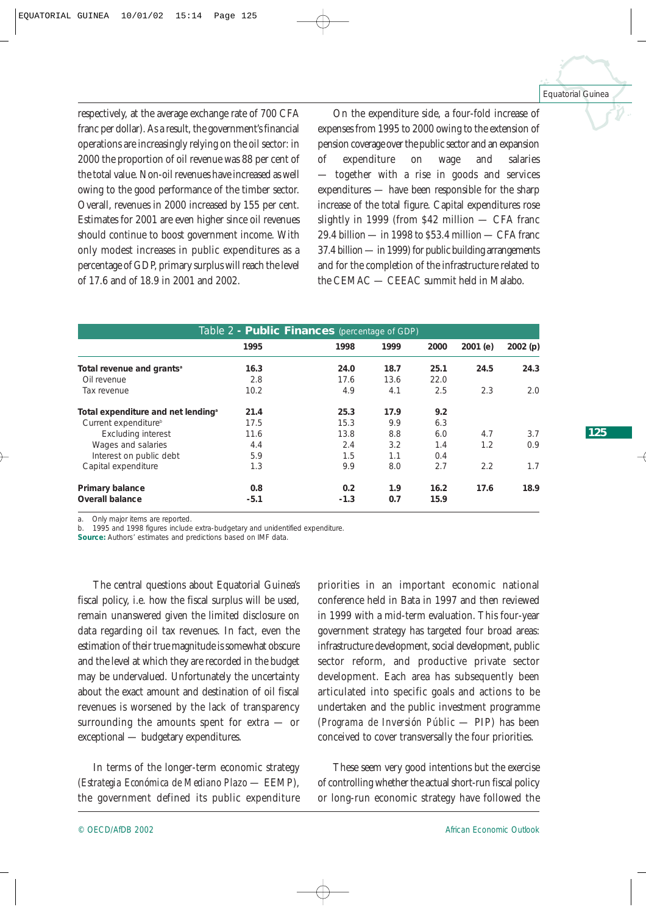respectively, at the average exchange rate of 700 CFA franc per dollar). As a result, the government's financial operations are increasingly relying on the oil sector: in 2000 the proportion of oil revenue was 88 per cent of the total value. Non-oil revenues have increased as well owing to the good performance of the timber sector. Overall, revenues in 2000 increased by 155 per cent. Estimates for 2001 are even higher since oil revenues should continue to boost government income. With only modest increases in public expenditures as a percentage of GDP, primary surplus will reach the level of 17.6 and of 18.9 in 2001 and 2002.

On the expenditure side, a four-fold increase of expenses from 1995 to 2000 owing to the extension of pension coverage over the public sector and an expansion of expenditure on wage and salaries — together with a rise in goods and services expenditures — have been responsible for the sharp increase of the total figure. Capital expenditures rose slightly in 1999 (from $42 million — CFA franc 29.4 billion — in 1998 to $53.4 million — CFA franc 37.4 billion — in 1999) for public building arrangements and for the completion of the infrastructure related to the CEMAC — CEEAC summit held in Malabo.

Table 2 - **Public Finances** (percentage of GDP)

| | 1995 | 1998 | 1999 | 2000 | 2001 (e) | 2002 (p) |
|---|---|---|---|---|---|---|
| **Total revenue and grants**[a] | **16.3** | **24.0** | **18.7** | **25.1** | **24.5** | **24.3** |
| Oil revenue | 2.8 | 17.6 | 13.6 | 22.0 | | |
| Tax revenue | 10.2 | 4.9 | 4.1 | 2.5 | 2.3 | 2.0 |
| **Total expenditure and net lending**[a] | **21.4** | **25.3** | **17.9** | **9.2** | | |
| Current expenditure[b] | 17.5 | 15.3 | 9.9 | 6.3 | | |
| Excluding interest | 11.6 | 13.8 | 8.8 | 6.0 | 4.7 | 3.7 |
| Wages and salaries | 4.4 | 2.4 | 3.2 | 1.4 | 1.2 | 0.9 |
| Interest on public debt | 5.9 | 1.5 | 1.1 | 0.4 | | |
| Capital expenditure | 1.3 | 9.9 | 8.0 | 2.7 | 2.2 | 1.7 |
| **Primary balance** | **0.8** | **0.2** | **1.9** | **16.2** | **17.6** | **18.9** |
| **Overall balance** | **-5.1** | **-1.3** | **0.7** | **15.9** | | |

a. Only major items are reported.
b. 1995 and 1998 figures include extra-budgetary and unidentified expenditure.
**Source:** Authors' estimates and predictions based on IMF data.

The central questions about Equatorial Guinea's fiscal policy, i.e. how the fiscal surplus will be used, remain unanswered given the limited disclosure on data regarding oil tax revenues. In fact, even the estimation of their true magnitude is somewhat obscure and the level at which they are recorded in the budget may be undervalued. Unfortunately the uncertainty about the exact amount and destination of oil fiscal revenues is worsened by the lack of transparency surrounding the amounts spent for extra — or exceptional — budgetary expenditures.

In terms of the longer-term economic strategy (*Estrategia Económica de Mediano Plazo* — EEMP), the government defined its public expenditure priorities in an important economic national conference held in Bata in 1997 and then reviewed in 1999 with a mid-term evaluation. This four-year government strategy has targeted four broad areas: infrastructure development, social development, public sector reform, and productive private sector development. Each area has subsequently been articulated into specific goals and actions to be undertaken and the public investment programme (*Programa de Inversión Públic* — PIP) has been conceived to cover transversally the four priorities.

These seem very good intentions but the exercise of controlling whether the actual short-run fiscal policy or long-run economic strategy have followed the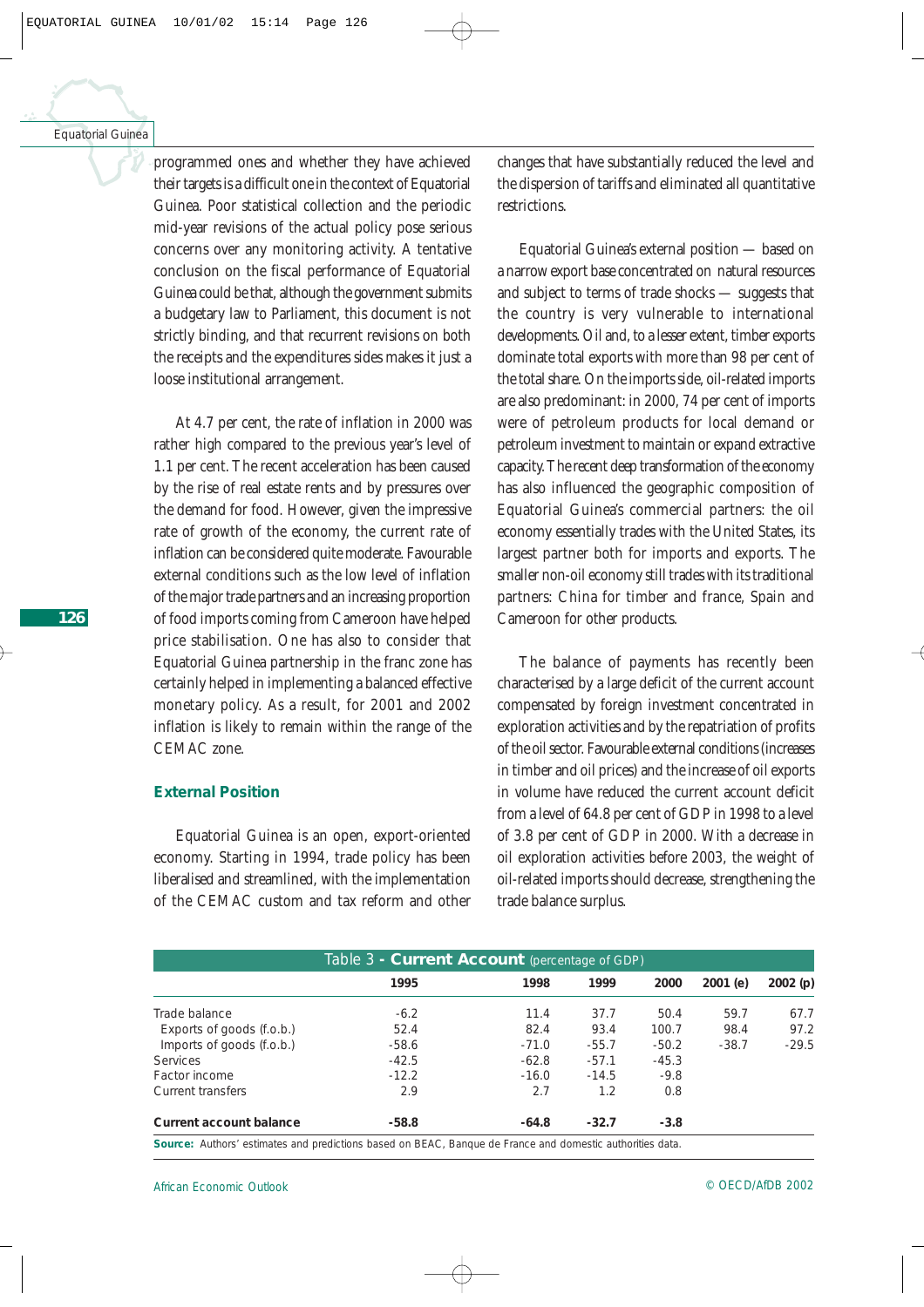programmed ones and whether they have achieved their targets is a difficult one in the context of Equatorial Guinea. Poor statistical collection and the periodic mid-year revisions of the actual policy pose serious concerns over any monitoring activity. A tentative conclusion on the fiscal performance of Equatorial Guinea could be that, although the government submits a budgetary law to Parliament, this document is not strictly binding, and that recurrent revisions on both the receipts and the expenditures sides makes it just a loose institutional arrangement.

At 4.7 per cent, the rate of inflation in 2000 was rather high compared to the previous year's level of 1.1 per cent. The recent acceleration has been caused by the rise of real estate rents and by pressures over the demand for food. However, given the impressive rate of growth of the economy, the current rate of inflation can be considered quite moderate. Favourable external conditions such as the low level of inflation of the major trade partners and an increasing proportion of food imports coming from Cameroon have helped price stabilisation. One has also to consider that Equatorial Guinea partnership in the franc zone has certainly helped in implementing a balanced effective monetary policy. As a result, for 2001 and 2002 inflation is likely to remain within the range of the CEMAC zone.

## External Position

Equatorial Guinea is an open, export-oriented economy. Starting in 1994, trade policy has been liberalised and streamlined, with the implementation of the CEMAC custom and tax reform and other changes that have substantially reduced the level and the dispersion of tariffs and eliminated all quantitative restrictions.

Equatorial Guinea's external position — based on a narrow export base concentrated on natural resources and subject to terms of trade shocks — suggests that the country is very vulnerable to international developments. Oil and, to a lesser extent, timber exports dominate total exports with more than 98 per cent of the total share. On the imports side, oil-related imports are also predominant: in 2000, 74 per cent of imports were of petroleum products for local demand or petroleum investment to maintain or expand extractive capacity. The recent deep transformation of the economy has also influenced the geographic composition of Equatorial Guinea's commercial partners: the oil economy essentially trades with the United States, its largest partner both for imports and exports. The smaller non-oil economy still trades with its traditional partners: China for timber and France, Spain and Cameroon for other products.

The balance of payments has recently been characterised by a large deficit of the current account compensated by foreign investment concentrated in exploration activities and by the repatriation of profits of the oil sector. Favourable external conditions (increases in timber and oil prices) and the increase of oil exports in volume have reduced the current account deficit from a level of 64.8 per cent of GDP in 1998 to a level of 3.8 per cent of GDP in 2000. With a decrease in oil exploration activities before 2003, the weight of oil-related imports should decrease, strengthening the trade balance surplus.

**Table 3 - Current Account** (percentage of GDP)

| | 1995 | 1998 | 1999 | 2000 | 2001 (e) | 2002 (p) |
|---|---|---|---|---|---|---|
| Trade balance | -6.2 | 11.4 | 37.7 | 50.4 | 59.7 | 67.7 |
| Exports of goods (f.o.b.) | 52.4 | 82.4 | 93.4 | 100.7 | 98.4 | 97.2 |
| Imports of goods (f.o.b.) | -58.6 | -71.0 | -55.7 | -50.2 | -38.7 | -29.5 |
| Services | -42.5 | -62.8 | -57.1 | -45.3 | | |
| Factor income | -12.2 | -16.0 | -14.5 | -9.8 | | |
| Current transfers | 2.9 | 2.7 | 1.2 | 0.8 | | |
| **Current account balance** | **-58.8** | **-64.8** | **-32.7** | **-3.8** | | |

**Source:** Authors' estimates and predictions based on BEAC, Banque de France and domestic authorities data.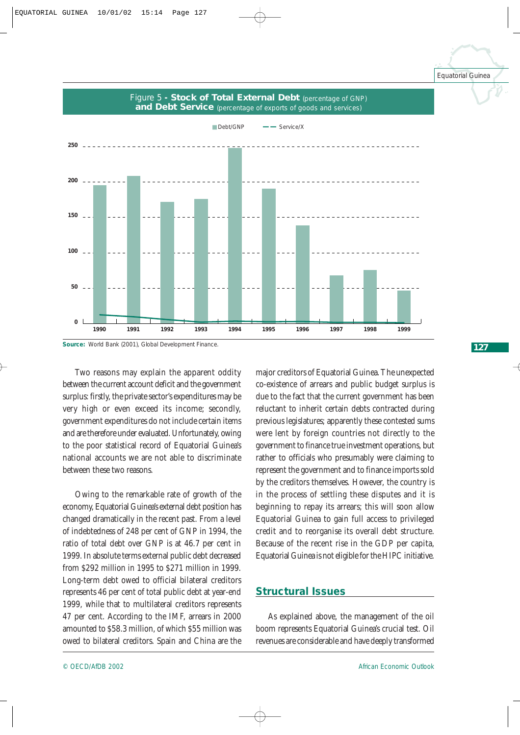Figure 5 - **Stock of Total External Debt** (percentage of GNP) **and Debt Service** (percentage of exports of goods and services)

**Source:** World Bank (2001), Global Development Finance.

Two reasons may explain the apparent oddity between the current account deficit and the government surplus: firstly, the private sector's expenditures may be very high or even exceed its income; secondly, government expenditures do not include certain items and are therefore under evaluated. Unfortunately, owing to the poor statistical record of Equatorial Guinea's national accounts we are not able to discriminate between these two reasons.

Owing to the remarkable rate of growth of the economy, Equatorial Guinea's external debt position has changed dramatically in the recent past. From a level of indebtedness of 248 per cent of GNP in 1994, the ratio of total debt over GNP is at 46.7 per cent in 1999. In absolute terms external public debt decreased from $292 million in 1995 to $271 million in 1999. Long-term debt owed to official bilateral creditors represents 46 per cent of total public debt at year-end 1999, while that to multilateral creditors represents 47 per cent. According to the IMF, arrears in 2000 amounted to $58.3 million, of which $55 million was owed to bilateral creditors. Spain and China are the major creditors of Equatorial Guinea. The unexpected co-existence of arrears and public budget surplus is due to the fact that the current government has been reluctant to inherit certain debts contracted during previous legislatures; apparently these contested sums were lent by foreign countries not directly to the government to finance true investment operations, but rather to officials who presumably were claiming to represent the government and to finance imports sold by the creditors themselves. However, the country is in the process of settling these disputes and it is beginning to repay its arrears; this will soon allow Equatorial Guinea to gain full access to privileged credit and to reorganise its overall debt structure. Because of the recent rise in the GDP per capita, Equatorial Guinea is not eligible for the HIPC initiative.

## Structural Issues

As explained above, the management of the oil boom represents Equatorial Guinea's crucial test. Oil revenues are considerable and have deeply transformed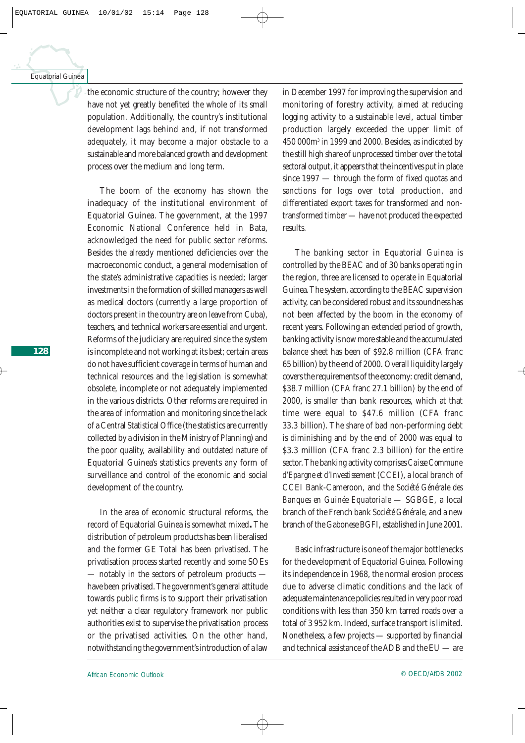the economic structure of the country; however they have not yet greatly benefited the whole of its small population. Additionally, the country's institutional development lags behind and, if not transformed adequately, it may become a major obstacle to a sustainable and more balanced growth and development process over the medium and long term.

The boom of the economy has shown the inadequacy of the institutional environment of Equatorial Guinea. The government, at the 1997 Economic National Conference held in Bata, acknowledged the need for public sector reforms. Besides the already mentioned deficiencies over the macroeconomic conduct, a general modernisation of the state's administrative capacities is needed; larger investments in the formation of skilled managers as well as medical doctors (currently a large proportion of doctors present in the country are on leave from Cuba), teachers, and technical workers are essential and urgent. Reforms of the judiciary are required since the system is incomplete and not working at its best; certain areas do not have sufficient coverage in terms of human and technical resources and the legislation is somewhat obsolete, incomplete or not adequately implemented in the various districts. Other reforms are required in the area of information and monitoring since the lack of a Central Statistical Office (the statistics are currently collected by a division in the Ministry of Planning) and the poor quality, availability and outdated nature of Equatorial Guinea's statistics prevents any form of surveillance and control of the economic and social development of the country.

In the area of economic structural reforms, the record of Equatorial Guinea is somewhat mixed**.** The distribution of petroleum products has been liberalised and the former GE Total has been privatised. The privatisation process started recently and some SOEs — notably in the sectors of petroleum products — have been privatised. The government's general attitude towards public firms is to support their privatisation yet neither a clear regulatory framework nor public authorities exist to supervise the privatisation process or the privatised activities. On the other hand, notwithstanding the government's introduction of a law in December 1997 for improving the supervision and monitoring of forestry activity, aimed at reducing logging activity to a sustainable level, actual timber production largely exceeded the upper limit of 450 000m$^3$ in 1999 and 2000. Besides, as indicated by the still high share of unprocessed timber over the total sectoral output, it appears that the incentives put in place since 1997 — through the form of fixed quotas and sanctions for logs over total production, and differentiated export taxes for transformed and non-transformed timber — have not produced the expected results.

The banking sector in Equatorial Guinea is controlled by the BEAC and of 30 banks operating in the region, three are licensed to operate in Equatorial Guinea. The system, according to the BEAC supervision activity, can be considered robust and its soundness has not been affected by the boom in the economy of recent years. Following an extended period of growth, banking activity is now more stable and the accumulated balance sheet has been of $92.8 million (CFA franc 65 billion) by the end of 2000. Overall liquidity largely covers the requirements of the economy: credit demand, $38.7 million (CFA franc 27.1 billion) by the end of 2000, is smaller than bank resources, which at that time were equal to $47.6 million (CFA franc 33.3 billion). The share of bad non-performing debt is diminishing and by the end of 2000 was equal to $3.3 million (CFA franc 2.3 billion) for the entire sector. The banking activity comprises *Caisse Commune d'Epargne et d'Investissement* (CCEI), a local branch of CCEI Bank-Cameroon, and the *Société Générale des Banques en Guinée Equatoriale* — SGBGE, a local branch of the French bank *Société Générale*, and a new branch of the Gabonese BGFI, established in June 2001.

Basic infrastructure is one of the major bottlenecks for the development of Equatorial Guinea. Following its independence in 1968, the normal erosion process due to adverse climatic conditions and the lack of adequate maintenance policies resulted in very poor road conditions with less than 350 km tarred roads over a total of 3 952 km. Indeed, surface transport is limited. Nonetheless, a few projects — supported by financial and technical assistance of the ADB and the EU — are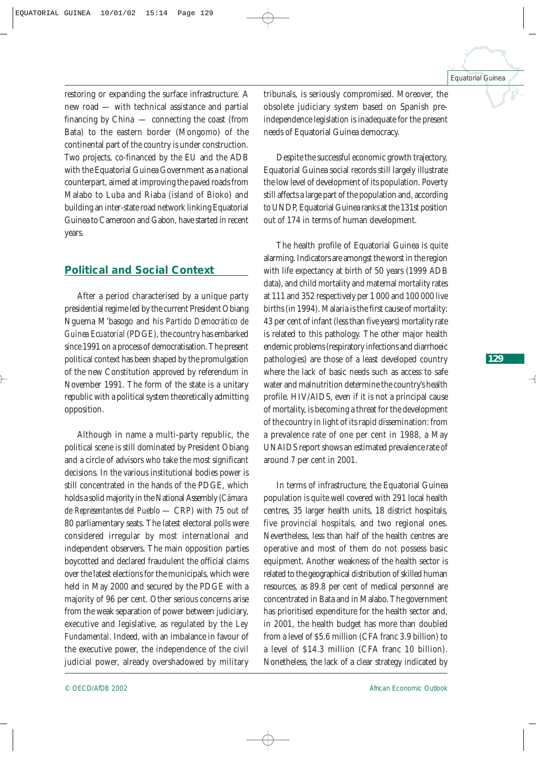restoring or expanding the surface infrastructure. A new road — with technical assistance and partial financing by China — connecting the coast (from Bata) to the eastern border (Mongomo) of the continental part of the country is under construction. Two projects, co-financed by the EU and the ADB with the Equatorial Guinea Government as a national counterpart, aimed at improving the paved roads from Malabo to Luba and Riaba (island of Bioko) and building an inter-state road network linking Equatorial Guinea to Cameroon and Gabon, have started in recent years.

## Political and Social Context

After a period characterised by a unique party presidential regime led by the current President Obiang Nguema M'basogo and his *Partido Democrático de Guinea Ecuatorial* (PDGE), the country has embarked since 1991 on a process of democratisation. The present political context has been shaped by the promulgation of the new Constitution approved by referendum in November 1991. The form of the state is a unitary republic with a political system theoretically admitting opposition.

Although in name a multi-party republic, the political scene is still dominated by President Obiang and a circle of advisors who take the most significant decisions. In the various institutional bodies power is still concentrated in the hands of the PDGE, which holds a solid majority in the National Assembly (*Cámara de Representantes del Pueblo* — CRP) with 75 out of 80 parliamentary seats. The latest electoral polls were considered irregular by most international and independent observers. The main opposition parties boycotted and declared fraudulent the official claims over the latest elections for the municipals, which were held in May 2000 and secured by the PDGE with a majority of 96 per cent. Other serious concerns arise from the weak separation of power between judiciary, executive and legislative, as regulated by the *Ley Fundamental*. Indeed, with an imbalance in favour of the executive power, the independence of the civil judicial power, already overshadowed by military tribunals, is seriously compromised. Moreover, the obsolete judiciary system based on Spanish pre-independence legislation is inadequate for the present needs of Equatorial Guinea democracy.

Despite the successful economic growth trajectory, Equatorial Guinea social records still largely illustrate the low level of development of its population. Poverty still affects a large part of the population and, according to UNDP, Equatorial Guinea ranks at the 131st position out of 174 in terms of human development.

The health profile of Equatorial Guinea is quite alarming. Indicators are amongst the worst in the region with life expectancy at birth of 50 years (1999 ADB data), and child mortality and maternal mortality rates at 111 and 352 respectively per 1 000 and 100 000 live births (in 1994). Malaria is the first cause of mortality: 43 per cent of infant (less than five years) mortality rate is related to this pathology. The other major health endemic problems (respiratory infections and diarrhoeic pathologies) are those of a least developed country where the lack of basic needs such as access to safe water and malnutrition determine the country's health profile. HIV/AIDS, even if it is not a principal cause of mortality, is becoming a threat for the development of the country in light of its rapid dissemination: from a prevalence rate of one per cent in 1988, a May UNAIDS report shows an estimated prevalence rate of around 7 per cent in 2001.

In terms of infrastructure, the Equatorial Guinea population is quite well covered with 291 local health centres, 35 larger health units, 18 district hospitals, five provincial hospitals, and two regional ones. Nevertheless, less than half of the health centres are operative and most of them do not possess basic equipment. Another weakness of the health sector is related to the geographical distribution of skilled human resources, as 89.8 per cent of medical personnel are concentrated in Bata and in Malabo. The government has prioritised expenditure for the health sector and, in 2001, the health budget has more than doubled from a level of $5.6 million (CFA franc 3.9 billion) to a level of $14.3 million (CFA franc 10 billion). Nonetheless, the lack of a clear strategy indicated by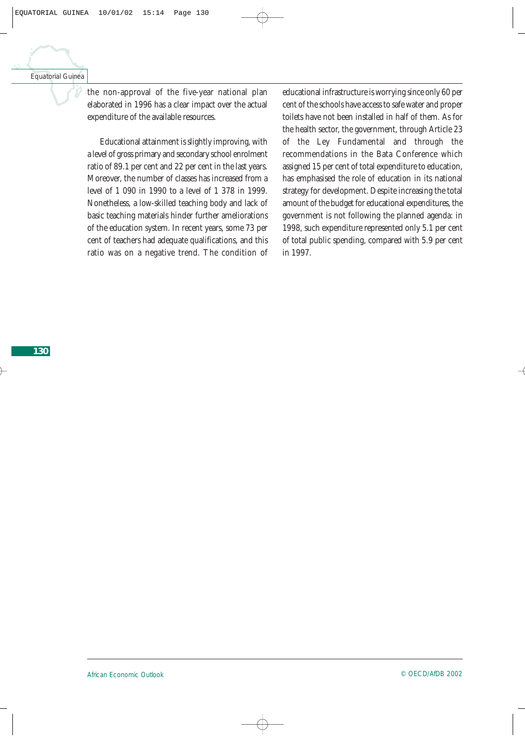the non-approval of the five-year national plan elaborated in 1996 has a clear impact over the actual expenditure of the available resources.

Educational attainment is slightly improving, with a level of gross primary and secondary school enrolment ratio of 89.1 per cent and 22 per cent in the last years. Moreover, the number of classes has increased from a level of 1 090 in 1990 to a level of 1 378 in 1999. Nonetheless, a low-skilled teaching body and lack of basic teaching materials hinder further ameliorations of the education system. In recent years, some 73 per cent of teachers had adequate qualifications, and this ratio was on a negative trend. The condition of educational infrastructure is worrying since only 60 per cent of the schools have access to safe water and proper toilets have not been installed in half of them. As for the health sector, the government, through Article 23 of the Ley Fundamental and through the recommendations in the Bata Conference which assigned 15 per cent of total expenditure to education, has emphasised the role of education in its national strategy for development. Despite increasing the total amount of the budget for educational expenditures, the government is not following the planned agenda: in 1998, such expenditure represented only 5.1 per cent of total public spending, compared with 5.9 per cent in 1997.